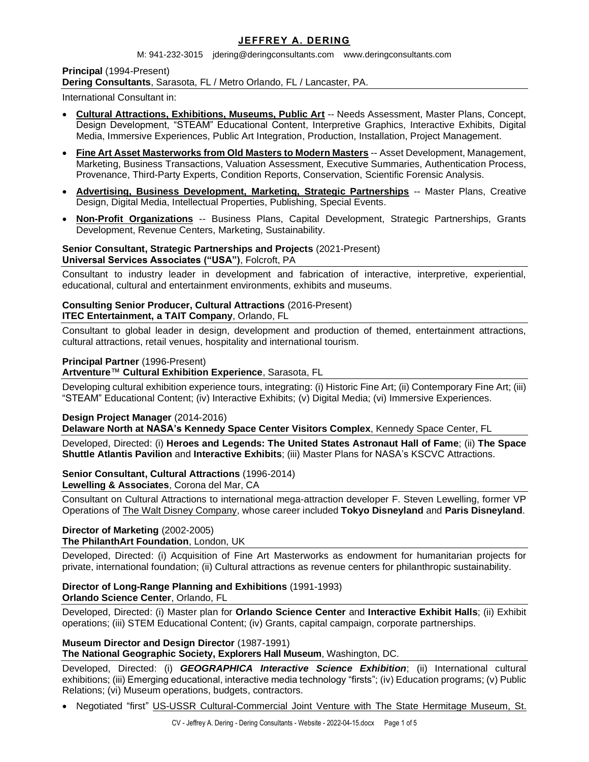# JEFFREY A. DERING

M: 941-232-3015 jdering@deringconsultants.com www.deringconsultants.com

**Principal** (1994-Present)
**Dering Consultants**, Sarasota, FL / Metro Orlando, FL / Lancaster, PA.

International Consultant in:

- **Cultural Attractions, Exhibitions, Museums, Public Art** -- Needs Assessment, Master Plans, Concept, Design Development, "STEAM" Educational Content, Interpretive Graphics, Interactive Exhibits, Digital Media, Immersive Experiences, Public Art Integration, Production, Installation, Project Management.
- **Fine Art Asset Masterworks from Old Masters to Modern Masters** -- Asset Development, Management, Marketing, Business Transactions, Valuation Assessment, Executive Summaries, Authentication Process, Provenance, Third-Party Experts, Condition Reports, Conservation, Scientific Forensic Analysis.
- **Advertising, Business Development, Marketing, Strategic Partnerships** -- Master Plans, Creative Design, Digital Media, Intellectual Properties, Publishing, Special Events.
- **Non-Profit Organizations** -- Business Plans, Capital Development, Strategic Partnerships, Grants Development, Revenue Centers, Marketing, Sustainability.

**Senior Consultant, Strategic Partnerships and Projects** (2021-Present)
**Universal Services Associates ("USA")**, Folcroft, PA

Consultant to industry leader in development and fabrication of interactive, interpretive, experiential, educational, cultural and entertainment environments, exhibits and museums.

**Consulting Senior Producer, Cultural Attractions** (2016-Present)
**ITEC Entertainment, a TAIT Company**, Orlando, FL

Consultant to global leader in design, development and production of themed, entertainment attractions, cultural attractions, retail venues, hospitality and international tourism.

**Principal Partner** (1996-Present)
**Artventure™ Cultural Exhibition Experience**, Sarasota, FL

Developing cultural exhibition experience tours, integrating: (i) Historic Fine Art; (ii) Contemporary Fine Art; (iii) "STEAM" Educational Content; (iv) Interactive Exhibits; (v) Digital Media; (vi) Immersive Experiences.

**Design Project Manager** (2014-2016)
**Delaware North at NASA's Kennedy Space Center Visitors Complex**, Kennedy Space Center, FL

Developed, Directed: (i) **Heroes and Legends: The United States Astronaut Hall of Fame**; (ii) **The Space Shuttle Atlantis Pavilion** and **Interactive Exhibits**; (iii) Master Plans for NASA's KSCVC Attractions.

**Senior Consultant, Cultural Attractions** (1996-2014)
**Lewelling & Associates**, Corona del Mar, CA

Consultant on Cultural Attractions to international mega-attraction developer F. Steven Lewelling, former VP Operations of The Walt Disney Company, whose career included **Tokyo Disneyland** and **Paris Disneyland**.

**Director of Marketing** (2002-2005)
**The PhilanthArt Foundation**, London, UK

Developed, Directed: (i) Acquisition of Fine Art Masterworks as endowment for humanitarian projects for private, international foundation; (ii) Cultural attractions as revenue centers for philanthropic sustainability.

**Director of Long-Range Planning and Exhibitions** (1991-1993)
**Orlando Science Center**, Orlando, FL

Developed, Directed: (i) Master plan for **Orlando Science Center** and **Interactive Exhibit Halls**; (ii) Exhibit operations; (iii) STEM Educational Content; (iv) Grants, capital campaign, corporate partnerships.

**Museum Director and Design Director** (1987-1991)
**The National Geographic Society, Explorers Hall Museum**, Washington, DC.

Developed, Directed: (i) ***GEOGRAPHICA Interactive Science Exhibition***; (ii) International cultural exhibitions; (iii) Emerging educational, interactive media technology "firsts"; (iv) Education programs; (v) Public Relations; (vi) Museum operations, budgets, contractors.

- Negotiated "first" US-USSR Cultural-Commercial Joint Venture with The State Hermitage Museum, St.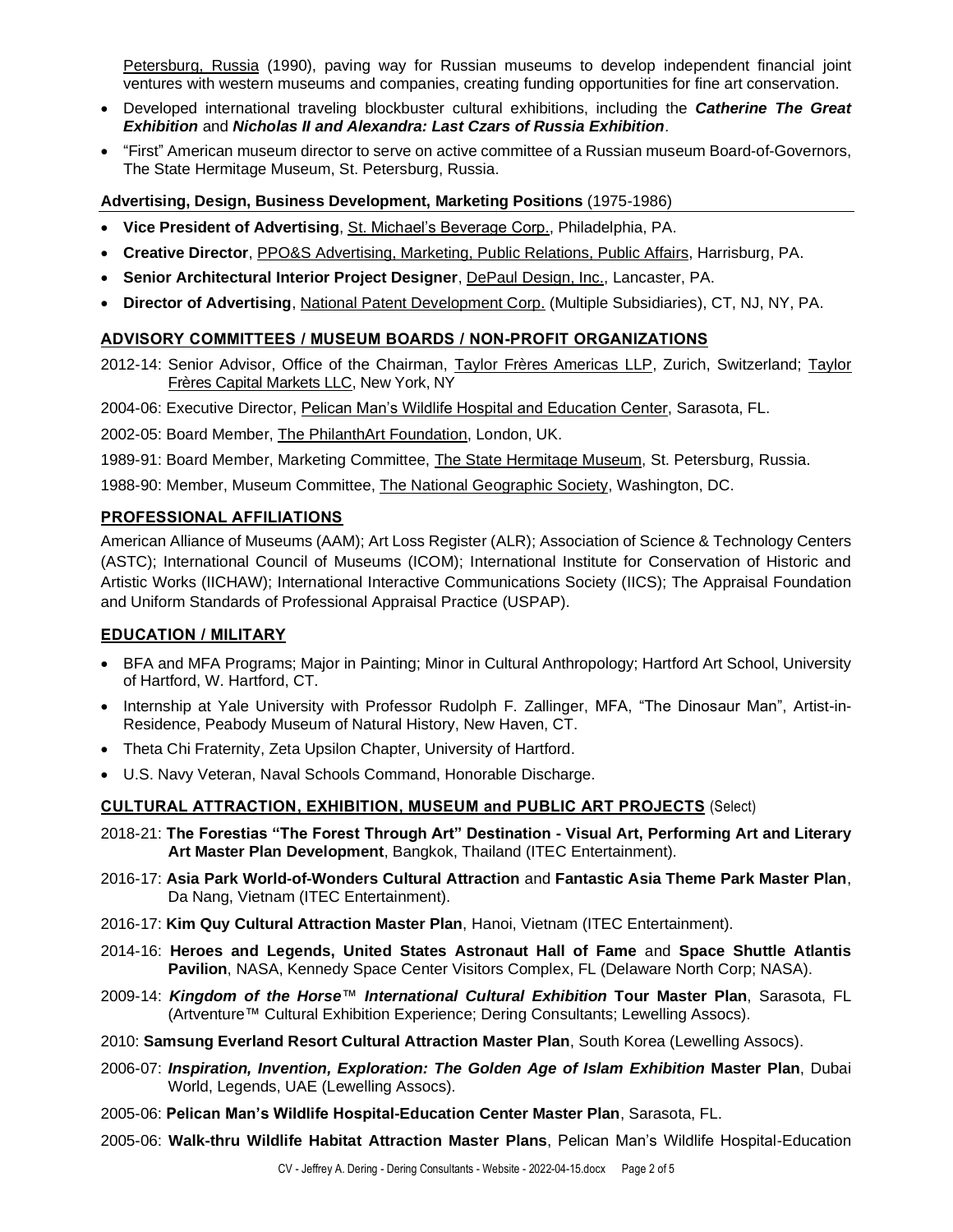Petersburg, Russia (1990), paving way for Russian museums to develop independent financial joint ventures with western museums and companies, creating funding opportunities for fine art conservation.

- Developed international traveling blockbuster cultural exhibitions, including the ***Catherine The Great Exhibition*** and ***Nicholas II and Alexandra: Last Czars of Russia Exhibition***.
- "First" American museum director to serve on active committee of a Russian museum Board-of-Governors, The State Hermitage Museum, St. Petersburg, Russia.

**Advertising, Design, Business Development, Marketing Positions** (1975-1986)

- **Vice President of Advertising**, St. Michael's Beverage Corp., Philadelphia, PA.
- **Creative Director**, PPO&S Advertising, Marketing, Public Relations, Public Affairs, Harrisburg, PA.
- **Senior Architectural Interior Project Designer**, DePaul Design, Inc., Lancaster, PA.
- **Director of Advertising**, National Patent Development Corp. (Multiple Subsidiaries), CT, NJ, NY, PA.

## ADVISORY COMMITTEES / MUSEUM BOARDS / NON-PROFIT ORGANIZATIONS

2012-14: Senior Advisor, Office of the Chairman, Taylor Frères Americas LLP, Zurich, Switzerland; Taylor Frères Capital Markets LLC, New York, NY

2004-06: Executive Director, Pelican Man's Wildlife Hospital and Education Center, Sarasota, FL.

2002-05: Board Member, The PhilanthArt Foundation, London, UK.

1989-91: Board Member, Marketing Committee, The State Hermitage Museum, St. Petersburg, Russia.

1988-90: Member, Museum Committee, The National Geographic Society, Washington, DC.

## PROFESSIONAL AFFILIATIONS

American Alliance of Museums (AAM); Art Loss Register (ALR); Association of Science & Technology Centers (ASTC); International Council of Museums (ICOM); International Institute for Conservation of Historic and Artistic Works (IICHAW); International Interactive Communications Society (IICS); The Appraisal Foundation and Uniform Standards of Professional Appraisal Practice (USPAP).

## EDUCATION / MILITARY

- BFA and MFA Programs; Major in Painting; Minor in Cultural Anthropology; Hartford Art School, University of Hartford, W. Hartford, CT.
- Internship at Yale University with Professor Rudolph F. Zallinger, MFA, "The Dinosaur Man", Artist-in-Residence, Peabody Museum of Natural History, New Haven, CT.
- Theta Chi Fraternity, Zeta Upsilon Chapter, University of Hartford.
- U.S. Navy Veteran, Naval Schools Command, Honorable Discharge.

## CULTURAL ATTRACTION, EXHIBITION, MUSEUM and PUBLIC ART PROJECTS (Select)

2018-21: **The Forestias "The Forest Through Art" Destination - Visual Art, Performing Art and Literary Art Master Plan Development**, Bangkok, Thailand (ITEC Entertainment).

2016-17: **Asia Park World-of-Wonders Cultural Attraction** and **Fantastic Asia Theme Park Master Plan**, Da Nang, Vietnam (ITEC Entertainment).

2016-17: **Kim Quy Cultural Attraction Master Plan**, Hanoi, Vietnam (ITEC Entertainment).

2014-16: **Heroes and Legends, United States Astronaut Hall of Fame** and **Space Shuttle Atlantis Pavilion**, NASA, Kennedy Space Center Visitors Complex, FL (Delaware North Corp; NASA).

2009-14: ***Kingdom of the Horse™ International Cultural Exhibition*** **Tour Master Plan**, Sarasota, FL (Artventure™ Cultural Exhibition Experience; Dering Consultants; Lewelling Assocs).

2010: **Samsung Everland Resort Cultural Attraction Master Plan**, South Korea (Lewelling Assocs).

2006-07: ***Inspiration, Invention, Exploration: The Golden Age of Islam Exhibition*** **Master Plan**, Dubai World, Legends, UAE (Lewelling Assocs).

2005-06: **Pelican Man's Wildlife Hospital-Education Center Master Plan**, Sarasota, FL.

2005-06: **Walk-thru Wildlife Habitat Attraction Master Plans**, Pelican Man's Wildlife Hospital-Education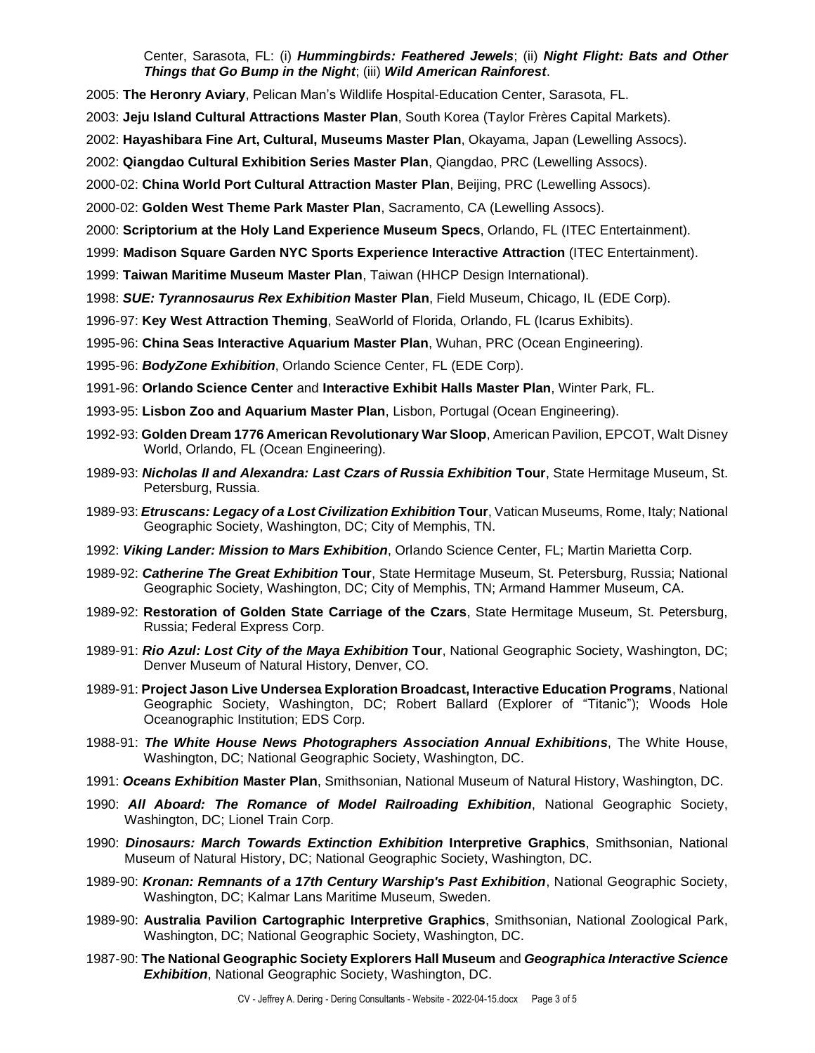Center, Sarasota, FL: (i) ***Hummingbirds: Feathered Jewels***; (ii) ***Night Flight: Bats and Other Things that Go Bump in the Night***; (iii) ***Wild American Rainforest***.

2005: **The Heronry Aviary**, Pelican Man's Wildlife Hospital-Education Center, Sarasota, FL.

2003: **Jeju Island Cultural Attractions Master Plan**, South Korea (Taylor Frères Capital Markets).

2002: **Hayashibara Fine Art, Cultural, Museums Master Plan**, Okayama, Japan (Lewelling Assocs).

2002: **Qiangdao Cultural Exhibition Series Master Plan**, Qiangdao, PRC (Lewelling Assocs).

2000-02: **China World Port Cultural Attraction Master Plan**, Beijing, PRC (Lewelling Assocs).

2000-02: **Golden West Theme Park Master Plan**, Sacramento, CA (Lewelling Assocs).

2000: **Scriptorium at the Holy Land Experience Museum Specs**, Orlando, FL (ITEC Entertainment).

1999: **Madison Square Garden NYC Sports Experience Interactive Attraction** (ITEC Entertainment).

1999: **Taiwan Maritime Museum Master Plan**, Taiwan (HHCP Design International).

1998: ***SUE: Tyrannosaurus Rex Exhibition* Master Plan**, Field Museum, Chicago, IL (EDE Corp).

1996-97: **Key West Attraction Theming**, SeaWorld of Florida, Orlando, FL (Icarus Exhibits).

1995-96: **China Seas Interactive Aquarium Master Plan**, Wuhan, PRC (Ocean Engineering).

1995-96: ***BodyZone Exhibition***, Orlando Science Center, FL (EDE Corp).

1991-96: **Orlando Science Center** and **Interactive Exhibit Halls Master Plan**, Winter Park, FL.

1993-95: **Lisbon Zoo and Aquarium Master Plan**, Lisbon, Portugal (Ocean Engineering).

1992-93: **Golden Dream 1776 American Revolutionary War Sloop**, American Pavilion, EPCOT, Walt Disney World, Orlando, FL (Ocean Engineering).

1989-93: ***Nicholas II and Alexandra: Last Czars of Russia Exhibition* Tour**, State Hermitage Museum, St. Petersburg, Russia.

1989-93: ***Etruscans: Legacy of a Lost Civilization Exhibition* Tour**, Vatican Museums, Rome, Italy; National Geographic Society, Washington, DC; City of Memphis, TN.

1992: ***Viking Lander: Mission to Mars Exhibition***, Orlando Science Center, FL; Martin Marietta Corp.

1989-92: ***Catherine The Great Exhibition* Tour**, State Hermitage Museum, St. Petersburg, Russia; National Geographic Society, Washington, DC; City of Memphis, TN; Armand Hammer Museum, CA.

1989-92: **Restoration of Golden State Carriage of the Czars**, State Hermitage Museum, St. Petersburg, Russia; Federal Express Corp.

1989-91: ***Rio Azul: Lost City of the Maya Exhibition* Tour**, National Geographic Society, Washington, DC; Denver Museum of Natural History, Denver, CO.

1989-91: **Project Jason Live Undersea Exploration Broadcast, Interactive Education Programs**, National Geographic Society, Washington, DC; Robert Ballard (Explorer of "Titanic"); Woods Hole Oceanographic Institution; EDS Corp.

1988-91: ***The White House News Photographers Association Annual Exhibitions***, The White House, Washington, DC; National Geographic Society, Washington, DC.

1991: ***Oceans Exhibition* Master Plan**, Smithsonian, National Museum of Natural History, Washington, DC.

1990: ***All Aboard: The Romance of Model Railroading Exhibition***, National Geographic Society, Washington, DC; Lionel Train Corp.

1990: ***Dinosaurs: March Towards Extinction Exhibition* Interpretive Graphics**, Smithsonian, National Museum of Natural History, DC; National Geographic Society, Washington, DC.

1989-90: ***Kronan: Remnants of a 17th Century Warship's Past Exhibition***, National Geographic Society, Washington, DC; Kalmar Lans Maritime Museum, Sweden.

1989-90: **Australia Pavilion Cartographic Interpretive Graphics**, Smithsonian, National Zoological Park, Washington, DC; National Geographic Society, Washington, DC.

1987-90: **The National Geographic Society Explorers Hall Museum** and ***Geographica Interactive Science Exhibition***, National Geographic Society, Washington, DC.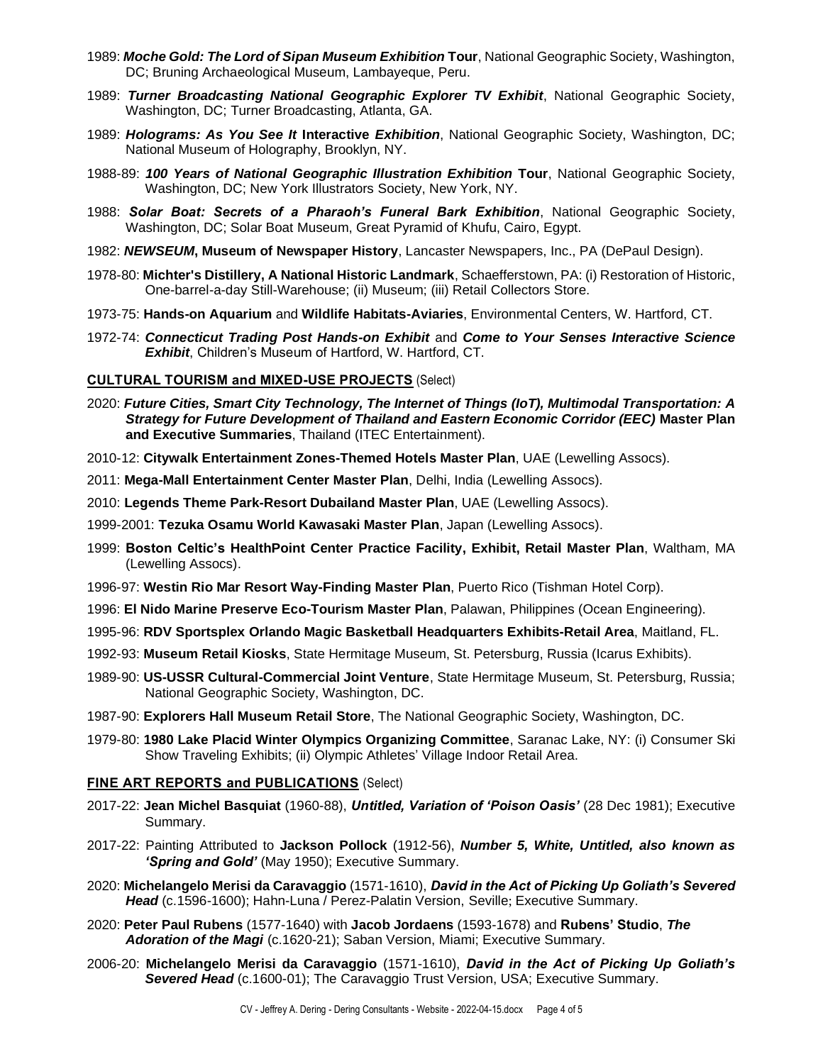1989: ***Moche Gold: The Lord of Sipan Museum Exhibition* Tour**, National Geographic Society, Washington, DC; Bruning Archaeological Museum, Lambayeque, Peru.

1989: ***Turner Broadcasting National Geographic Explorer TV Exhibit***, National Geographic Society, Washington, DC; Turner Broadcasting, Atlanta, GA.

1989: ***Holograms: As You See It* Interactive *Exhibition***, National Geographic Society, Washington, DC; National Museum of Holography, Brooklyn, NY.

1988-89: ***100 Years of National Geographic Illustration Exhibition* Tour**, National Geographic Society, Washington, DC; New York Illustrators Society, New York, NY.

1988: ***Solar Boat: Secrets of a Pharaoh's Funeral Bark Exhibition***, National Geographic Society, Washington, DC; Solar Boat Museum, Great Pyramid of Khufu, Cairo, Egypt.

1982: ***NEWSEUM*, Museum of Newspaper History**, Lancaster Newspapers, Inc., PA (DePaul Design).

1978-80: **Michter's Distillery, A National Historic Landmark**, Schaefferstown, PA: (i) Restoration of Historic, One-barrel-a-day Still-Warehouse; (ii) Museum; (iii) Retail Collectors Store.

1973-75: **Hands-on Aquarium** and **Wildlife Habitats-Aviaries**, Environmental Centers, W. Hartford, CT.

1972-74: ***Connecticut Trading Post Hands-on Exhibit*** and ***Come to Your Senses Interactive Science Exhibit***, Children's Museum of Hartford, W. Hartford, CT.

**CULTURAL TOURISM and MIXED-USE PROJECTS** (Select)

2020: ***Future Cities, Smart City Technology, The Internet of Things (IoT), Multimodal Transportation: A Strategy for Future Development of Thailand and Eastern Economic Corridor (EEC)* Master Plan and Executive Summaries**, Thailand (ITEC Entertainment).

2010-12: **Citywalk Entertainment Zones-Themed Hotels Master Plan**, UAE (Lewelling Assocs).

2011: **Mega-Mall Entertainment Center Master Plan**, Delhi, India (Lewelling Assocs).

2010: **Legends Theme Park-Resort Dubailand Master Plan**, UAE (Lewelling Assocs).

1999-2001: **Tezuka Osamu World Kawasaki Master Plan**, Japan (Lewelling Assocs).

1999: **Boston Celtic's HealthPoint Center Practice Facility, Exhibit, Retail Master Plan**, Waltham, MA (Lewelling Assocs).

1996-97: **Westin Rio Mar Resort Way-Finding Master Plan**, Puerto Rico (Tishman Hotel Corp).

1996: **El Nido Marine Preserve Eco-Tourism Master Plan**, Palawan, Philippines (Ocean Engineering).

1995-96: **RDV Sportsplex Orlando Magic Basketball Headquarters Exhibits-Retail Area**, Maitland, FL.

1992-93: **Museum Retail Kiosks**, State Hermitage Museum, St. Petersburg, Russia (Icarus Exhibits).

1989-90: **US-USSR Cultural-Commercial Joint Venture**, State Hermitage Museum, St. Petersburg, Russia; National Geographic Society, Washington, DC.

1987-90: **Explorers Hall Museum Retail Store**, The National Geographic Society, Washington, DC.

1979-80: **1980 Lake Placid Winter Olympics Organizing Committee**, Saranac Lake, NY: (i) Consumer Ski Show Traveling Exhibits; (ii) Olympic Athletes' Village Indoor Retail Area.

**FINE ART REPORTS and PUBLICATIONS** (Select)

2017-22: **Jean Michel Basquiat** (1960-88), ***Untitled, Variation of 'Poison Oasis'*** (28 Dec 1981); Executive Summary.

2017-22: Painting Attributed to **Jackson Pollock** (1912-56), ***Number 5, White, Untitled, also known as 'Spring and Gold'*** (May 1950); Executive Summary.

2020: **Michelangelo Merisi da Caravaggio** (1571-1610), ***David in the Act of Picking Up Goliath's Severed Head*** (c.1596-1600); Hahn-Luna / Perez-Palatin Version, Seville; Executive Summary.

2020: **Peter Paul Rubens** (1577-1640) with **Jacob Jordaens** (1593-1678) and **Rubens' Studio**, ***The Adoration of the Magi*** (c.1620-21); Saban Version, Miami; Executive Summary.

2006-20: **Michelangelo Merisi da Caravaggio** (1571-1610), ***David in the Act of Picking Up Goliath's Severed Head*** (c.1600-01); The Caravaggio Trust Version, USA; Executive Summary.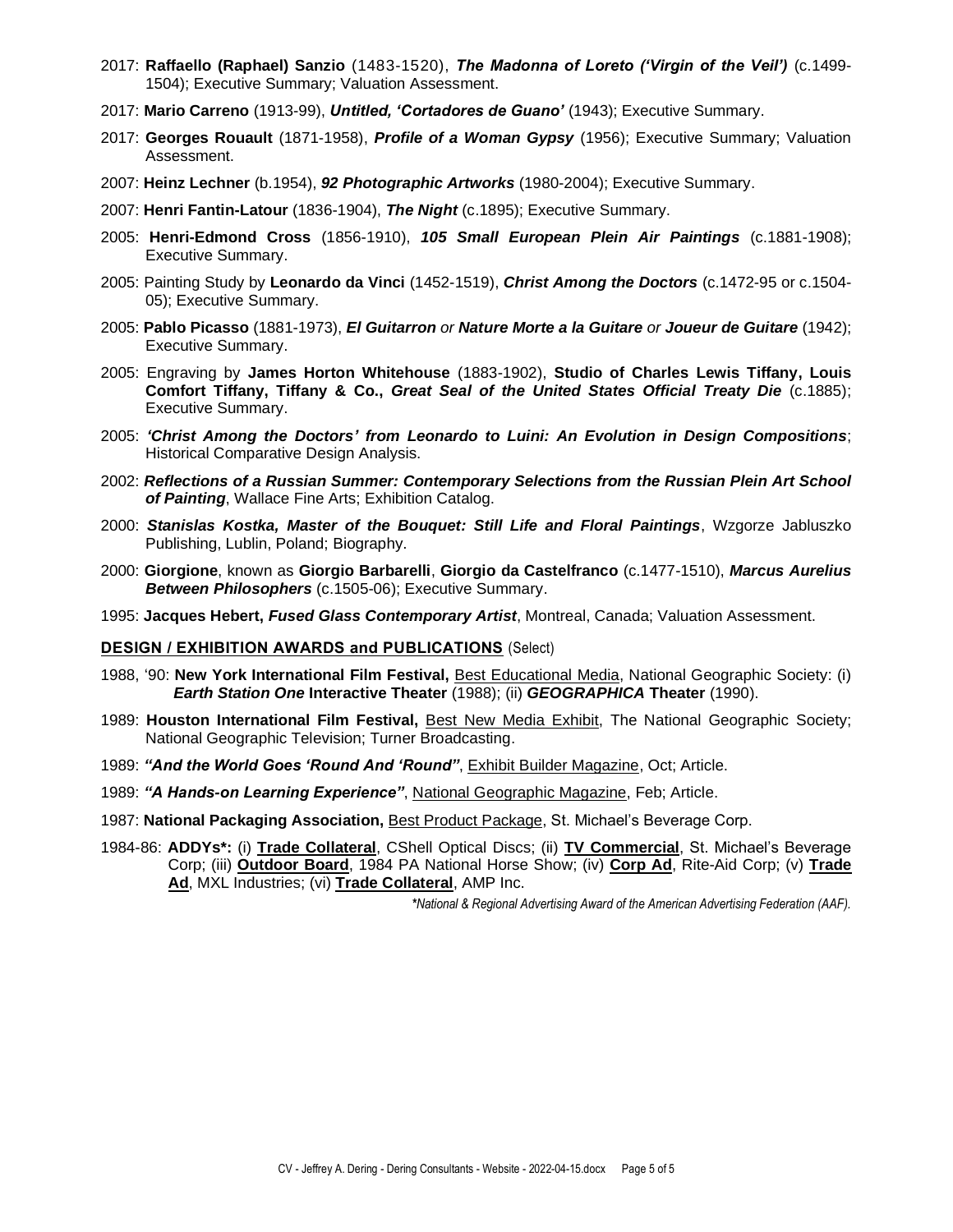2017: **Raffaello (Raphael) Sanzio** (1483-1520), ***The Madonna of Loreto ('Virgin of the Veil')*** (c.1499-1504); Executive Summary; Valuation Assessment.

2017: **Mario Carreno** (1913-99), ***Untitled, 'Cortadores de Guano'*** (1943); Executive Summary.

2017: **Georges Rouault** (1871-1958), ***Profile of a Woman Gypsy*** (1956); Executive Summary; Valuation Assessment.

2007: **Heinz Lechner** (b.1954), ***92 Photographic Artworks*** (1980-2004); Executive Summary.

2007: **Henri Fantin-Latour** (1836-1904), ***The Night*** (c.1895); Executive Summary.

2005: **Henri-Edmond Cross** (1856-1910), ***105 Small European Plein Air Paintings*** (c.1881-1908); Executive Summary.

2005: Painting Study by **Leonardo da Vinci** (1452-1519), ***Christ Among the Doctors*** (c.1472-95 or c.1504-05); Executive Summary.

2005: **Pablo Picasso** (1881-1973), ***El Guitarron*** *or* ***Nature Morte a la Guitare*** *or* ***Joueur de Guitare*** (1942); Executive Summary.

2005: Engraving by **James Horton Whitehouse** (1883-1902), **Studio of Charles Lewis Tiffany, Louis Comfort Tiffany, Tiffany & Co.,** ***Great Seal of the United States Official Treaty Die*** (c.1885); Executive Summary.

2005: ***'Christ Among the Doctors' from Leonardo to Luini: An Evolution in Design Compositions***; Historical Comparative Design Analysis.

2002: ***Reflections of a Russian Summer: Contemporary Selections from the Russian Plein Art School of Painting***, Wallace Fine Arts; Exhibition Catalog.

2000: ***Stanislas Kostka, Master of the Bouquet: Still Life and Floral Paintings***, Wzgorze Jabluszko Publishing, Lublin, Poland; Biography.

2000: **Giorgione**, known as **Giorgio Barbarelli**, **Giorgio da Castelfranco** (c.1477-1510), ***Marcus Aurelius Between Philosophers*** (c.1505-06); Executive Summary.

1995: **Jacques Hebert,** ***Fused Glass Contemporary Artist***, Montreal, Canada; Valuation Assessment.

## DESIGN / EXHIBITION AWARDS and PUBLICATIONS (Select)

1988, '90: **New York International Film Festival,** Best Educational Media, National Geographic Society: (i) ***Earth Station One*** **Interactive Theater** (1988); (ii) ***GEOGRAPHICA*** **Theater** (1990).

1989: **Houston International Film Festival,** Best New Media Exhibit, The National Geographic Society; National Geographic Television; Turner Broadcasting.

1989: ***"And the World Goes 'Round And 'Round"***, Exhibit Builder Magazine, Oct; Article.

1989: ***"A Hands-on Learning Experience"***, National Geographic Magazine, Feb; Article.

1987: **National Packaging Association,** Best Product Package, St. Michael's Beverage Corp.

1984-86: **ADDYs*:** (i) **Trade Collateral**, CShell Optical Discs; (ii) **TV Commercial**, St. Michael's Beverage Corp; (iii) **Outdoor Board**, 1984 PA National Horse Show; (iv) **Corp Ad**, Rite-Aid Corp; (v) **Trade Ad**, MXL Industries; (vi) **Trade Collateral**, AMP Inc.

*\*National & Regional Advertising Award of the American Advertising Federation (AAF).*